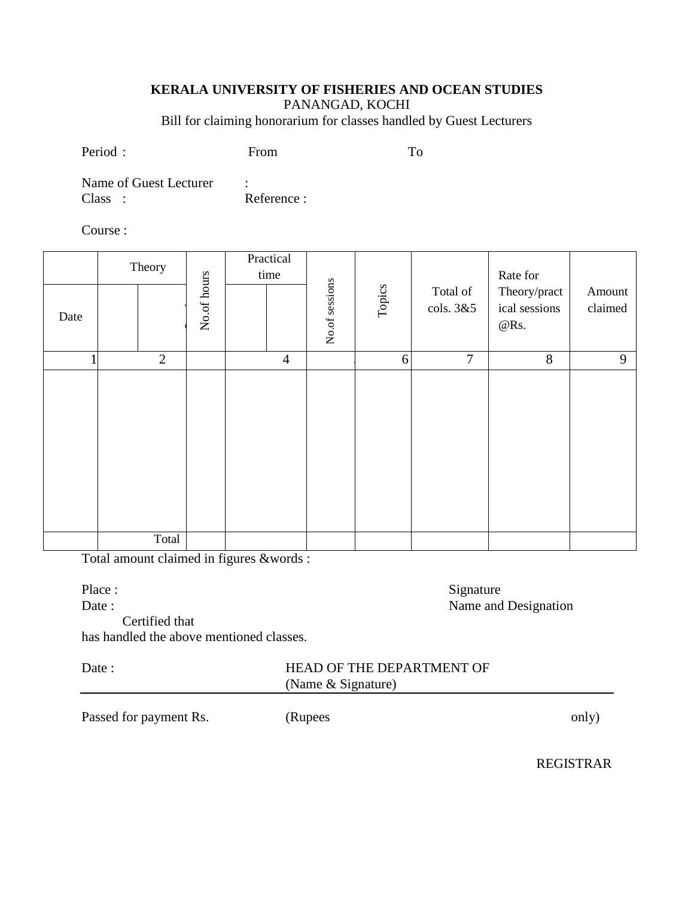**KERALA UNIVERSITY OF FISHERIES AND OCEAN STUDIES**

PANANGAD, KOCHI

Bill for claiming honorarium for classes handled by Guest Lecturers

Period : From To

Name of Guest Lecturer :

Class : Reference :

Course :

| Date | Theory | | No.of hours | Practical time | | No.of sessions | Topics | Total of cols. 3&5 | Rate for Theory/practical sessions @Rs. | Amount claimed |
|---|---|---|---|---|---|---|---|---|---|---|
| 1 | | 2 | | | 4 | | 6 | 7 | 8 | 9 |
| | | | | | | | | | | |
| | | Total | | | | | | | | |

Total amount claimed in figures &words :

Place : Signature

Date : Name and Designation

Certified that

has handled the above mentioned classes.

Date : HEAD OF THE DEPARTMENT OF

(Name & Signature)

---

Passed for payment Rs. (Rupees only)

REGISTRAR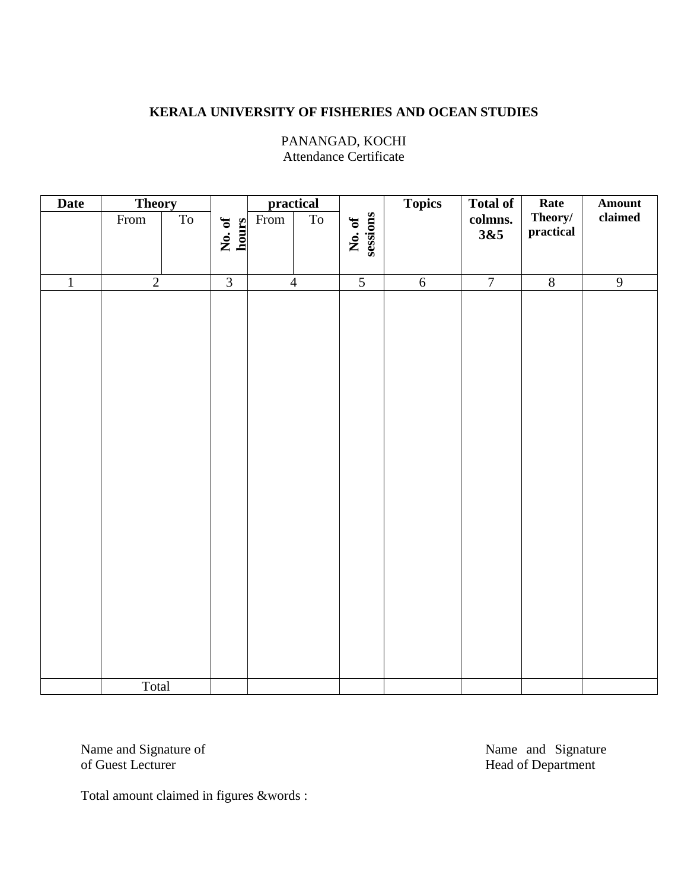**KERALA UNIVERSITY OF FISHERIES AND OCEAN STUDIES**

PANANGAD, KOCHI
Attendance Certificate

| **Date** | **Theory** | | | **practical** | | | **Topics** | **Total of colmns. 3&5** | **Rate Theory/ practical** | **Amount claimed** |
|---|---|---|---|---|---|---|---|---|---|---|
| | From | To | **No. of hours** | From | To | **No. of sessions** | | | | |
| 1 | 2 | | 3 | 4 | | 5 | 6 | 7 | 8 | 9 |
| | | | | | | | | | | |
| | Total | | | | | | | | | |

Name and Signature of
of Guest Lecturer

Name and Signature
Head of Department

Total amount claimed in figures &words :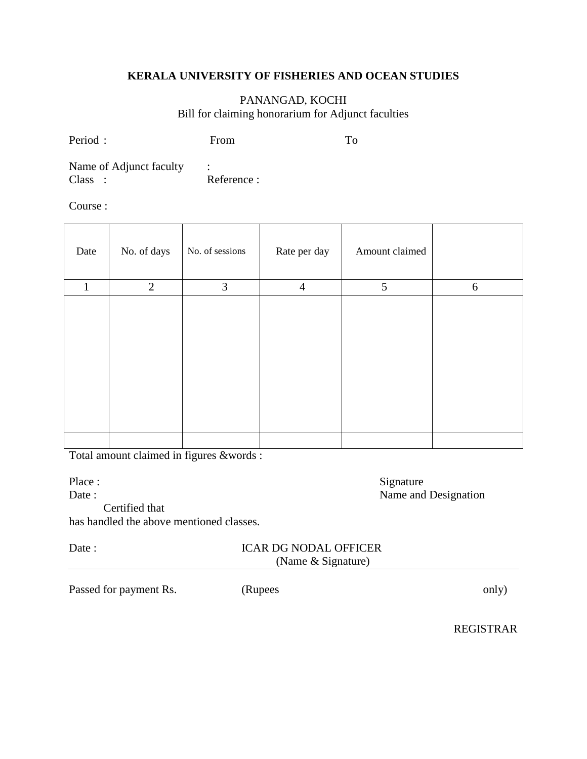**KERALA UNIVERSITY OF FISHERIES AND OCEAN STUDIES**

PANANGAD, KOCHI

Bill for claiming honorarium for Adjunct faculties

Period : From To

Name of Adjunct faculty :

Class : Reference :

Course :

| Date | No. of days | No. of sessions | Rate per day | Amount claimed | |
|---|---|---|---|---|---|
| 1 | 2 | 3 | 4 | 5 | 6 |
| | | | | | |
| | | | | | |

Total amount claimed in figures &words :

Place :

Date :

Signature

Name and Designation

Certified that

has handled the above mentioned classes.

Date :

ICAR DG NODAL OFFICER

(Name & Signature)

---

Passed for payment Rs. (Rupees only)

REGISTRAR